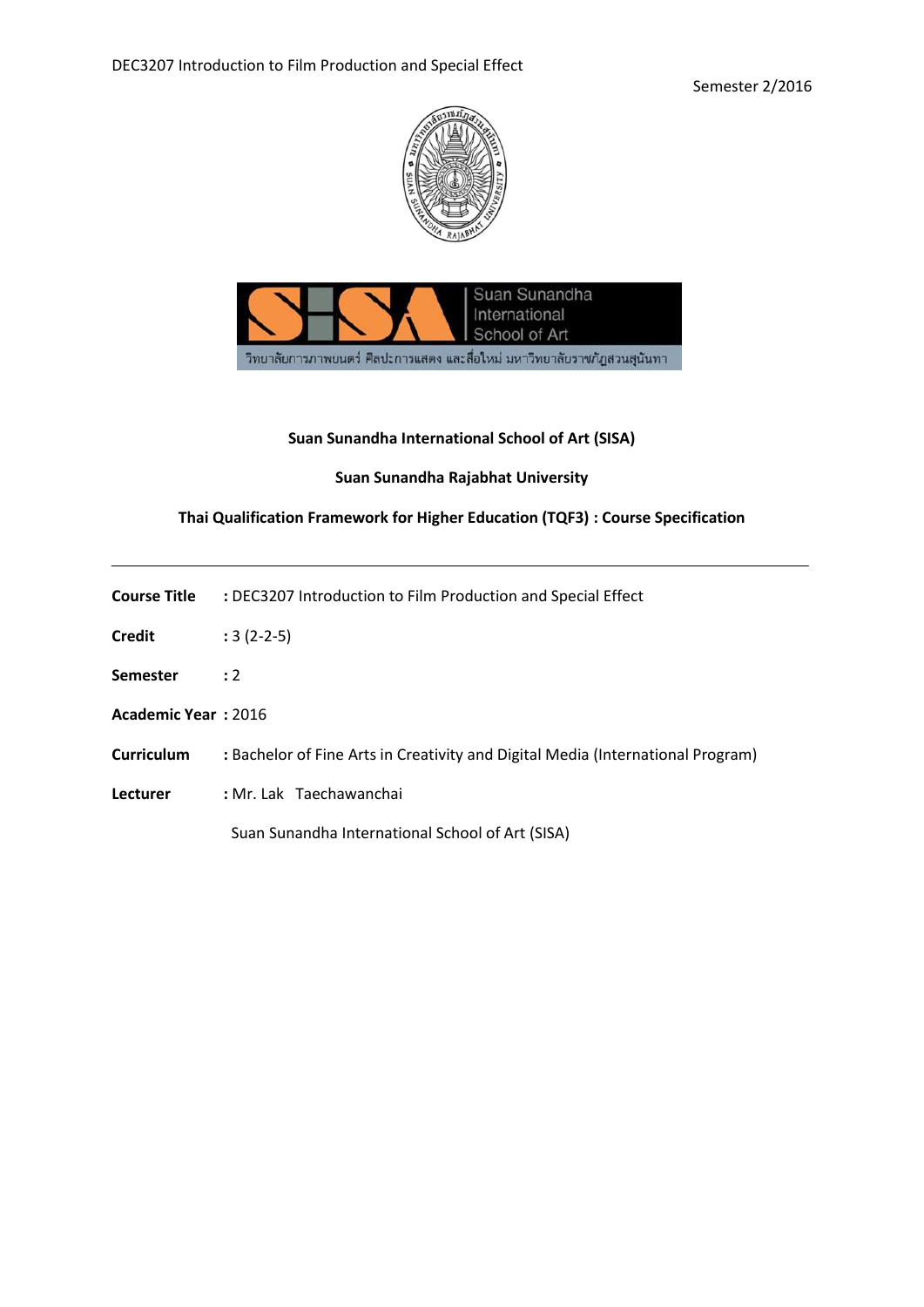DEC3207 Introduction to Film Production and Special Effect

Semester 2/2016

**Suan Sunandha International School of Art (SISA)**

**Suan Sunandha Rajabhat University**

**Thai Qualification Framework for Higher Education (TQF3) : Course Specification**

---

**Course Title** : DEC3207 Introduction to Film Production and Special Effect

**Credit** : 3 (2-2-5)

**Semester** : 2

**Academic Year** : 2016

**Curriculum** : Bachelor of Fine Arts in Creativity and Digital Media (International Program)

**Lecturer** : Mr. Lak Taechawanchai

Suan Sunandha International School of Art (SISA)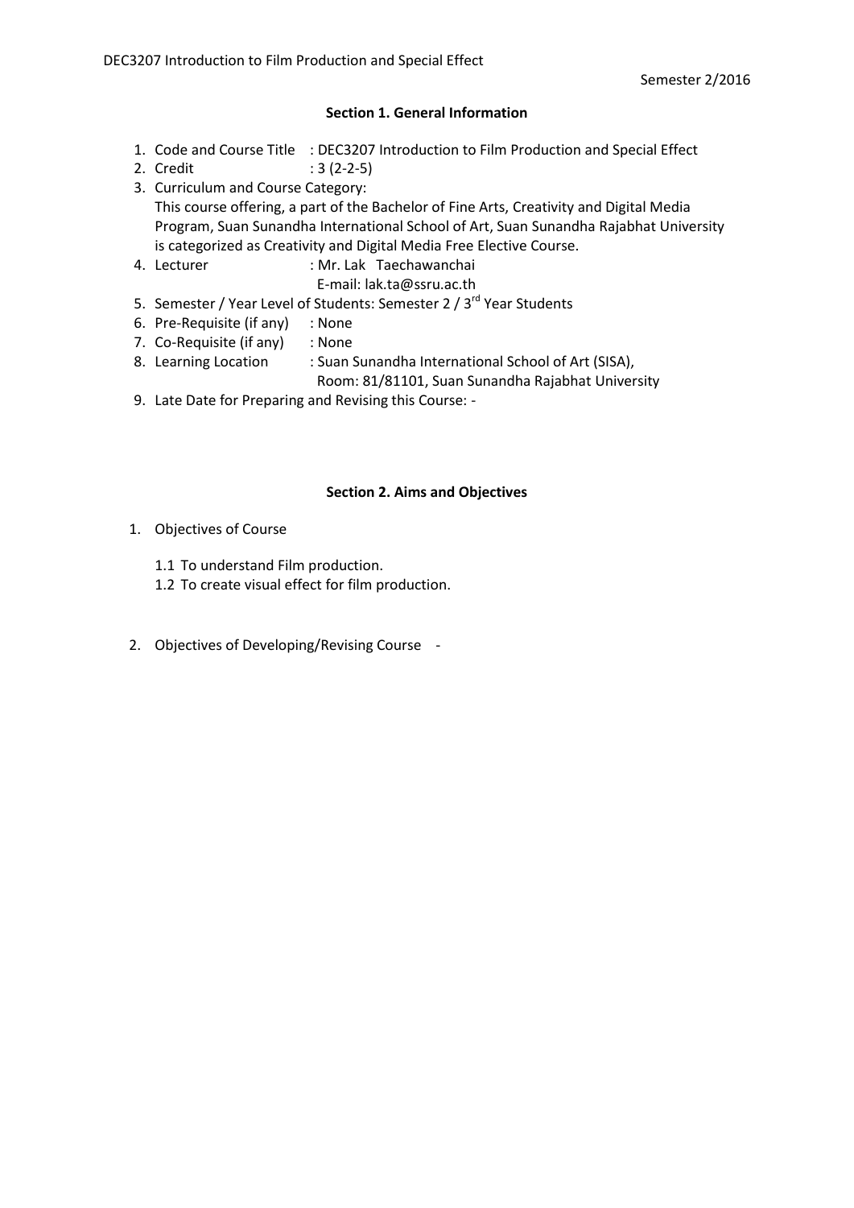## Section 1. General Information

1. Code and Course Title : DEC3207 Introduction to Film Production and Special Effect
2. Credit : 3 (2-2-5)
3. Curriculum and Course Category:
   This course offering, a part of the Bachelor of Fine Arts, Creativity and Digital Media Program, Suan Sunandha International School of Art, Suan Sunandha Rajabhat University is categorized as Creativity and Digital Media Free Elective Course.
4. Lecturer : Mr. Lak Taechawanchai
   E-mail: lak.ta@ssru.ac.th
5. Semester / Year Level of Students: Semester 2 / 3rd Year Students
6. Pre-Requisite (if any) : None
7. Co-Requisite (if any) : None
8. Learning Location : Suan Sunandha International School of Art (SISA),
   Room: 81/81101, Suan Sunandha Rajabhat University
9. Late Date for Preparing and Revising this Course: -

## Section 2. Aims and Objectives

1. Objectives of Course

   1.1 To understand Film production.
   1.2 To create visual effect for film production.

2. Objectives of Developing/Revising Course -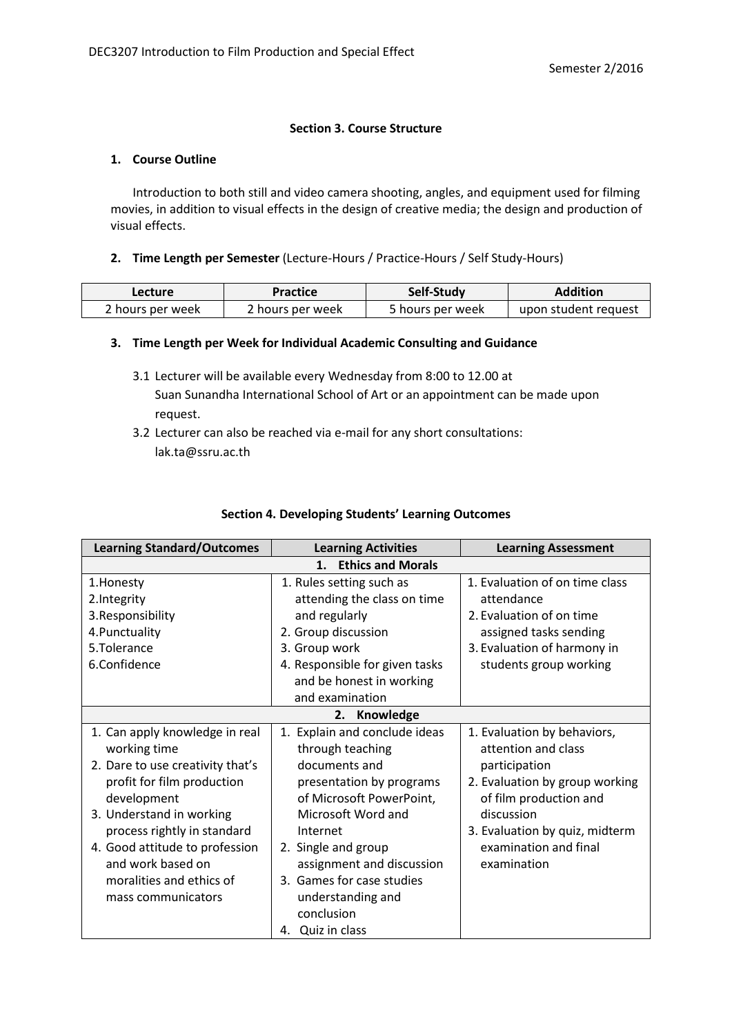## Section 3. Course Structure

### 1. Course Outline

Introduction to both still and video camera shooting, angles, and equipment used for filming movies, in addition to visual effects in the design of creative media; the design and production of visual effects.

### 2. Time Length per Semester (Lecture-Hours / Practice-Hours / Self Study-Hours)

| Lecture | Practice | Self-Study | Addition |
|---|---|---|---|
| 2 hours per week | 2 hours per week | 5 hours per week | upon student request |

### 3. Time Length per Week for Individual Academic Consulting and Guidance

3.1 Lecturer will be available every Wednesday from 8:00 to 12.00 at Suan Sunandha International School of Art or an appointment can be made upon request.

3.2 Lecturer can also be reached via e-mail for any short consultations: lak.ta@ssru.ac.th

## Section 4. Developing Students' Learning Outcomes

| Learning Standard/Outcomes | Learning Activities | Learning Assessment |
|---|---|---|
| **1. Ethics and Morals** | | |
| 1.Honesty<br>2.Integrity<br>3.Responsibility<br>4.Punctuality<br>5.Tolerance<br>6.Confidence | 1. Rules setting such as attending the class on time and regularly<br>2. Group discussion<br>3. Group work<br>4. Responsible for given tasks and be honest in working and examination | 1. Evaluation of on time class attendance<br>2. Evaluation of on time assigned tasks sending<br>3. Evaluation of harmony in students group working |
| **2. Knowledge** | | |
| 1. Can apply knowledge in real working time<br>2. Dare to use creativity that's profit for film production development<br>3. Understand in working process rightly in standard<br>4. Good attitude to profession and work based on moralities and ethics of mass communicators | 1. Explain and conclude ideas through teaching documents and presentation by programs of Microsoft PowerPoint, Microsoft Word and Internet<br>2. Single and group assignment and discussion<br>3. Games for case studies understanding and conclusion<br>4. Quiz in class | 1. Evaluation by behaviors, attention and class participation<br>2. Evaluation by group working of film production and discussion<br>3. Evaluation by quiz, midterm examination and final examination |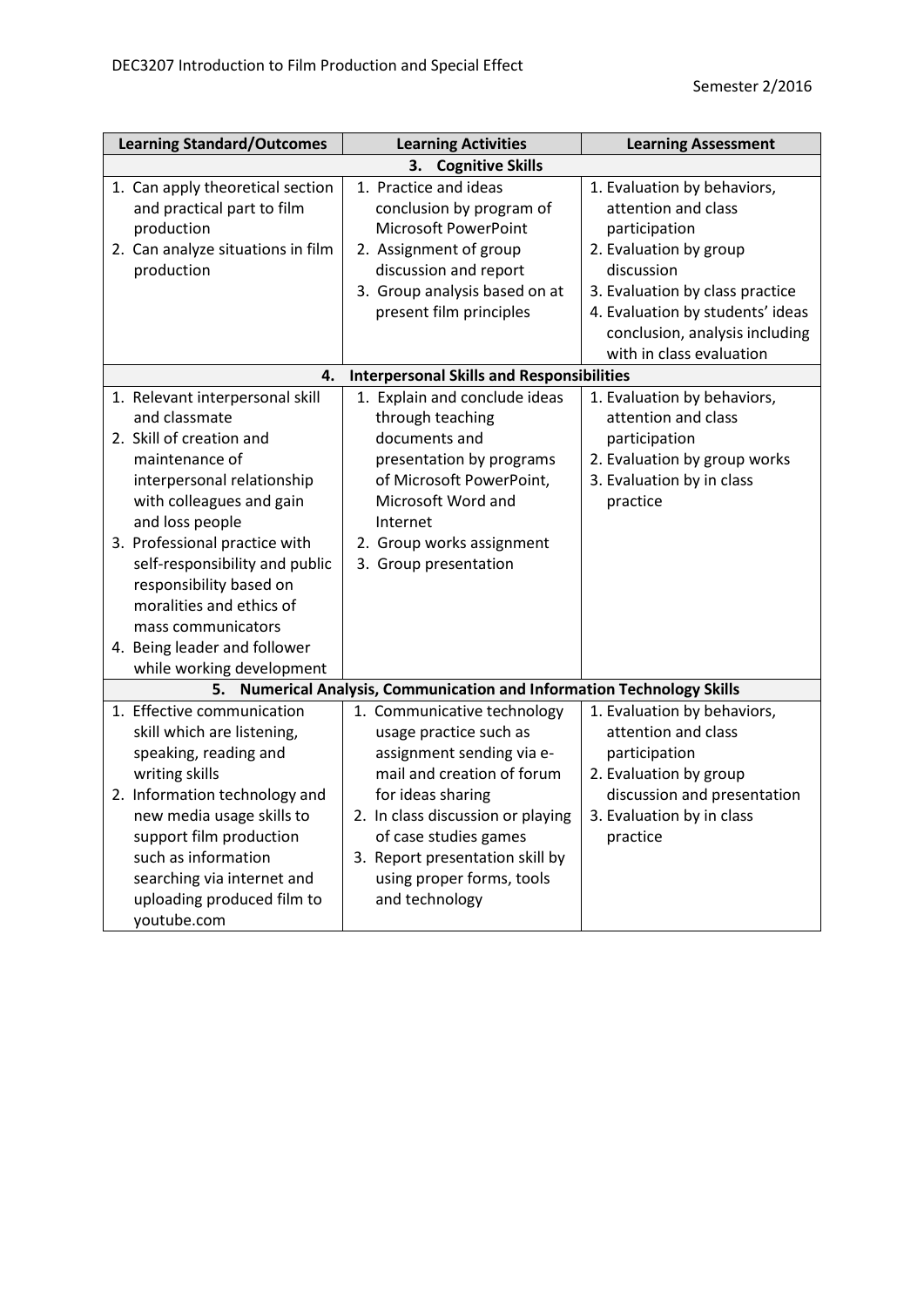| Learning Standard/Outcomes | Learning Activities | Learning Assessment |
|---|---|---|
| **3. Cognitive Skills** | | |
| 1. Can apply theoretical section and practical part to film production<br>2. Can analyze situations in film production | 1. Practice and ideas conclusion by program of Microsoft PowerPoint<br>2. Assignment of group discussion and report<br>3. Group analysis based on at present film principles | 1. Evaluation by behaviors, attention and class participation<br>2. Evaluation by group discussion<br>3. Evaluation by class practice<br>4. Evaluation by students' ideas conclusion, analysis including with in class evaluation |
| **4. Interpersonal Skills and Responsibilities** | | |
| 1. Relevant interpersonal skill and classmate<br>2. Skill of creation and maintenance of interpersonal relationship with colleagues and gain and loss people<br>3. Professional practice with self-responsibility and public responsibility based on moralities and ethics of mass communicators<br>4. Being leader and follower while working development | 1. Explain and conclude ideas through teaching documents and presentation by programs of Microsoft PowerPoint, Microsoft Word and Internet<br>2. Group works assignment<br>3. Group presentation | 1. Evaluation by behaviors, attention and class participation<br>2. Evaluation by group works<br>3. Evaluation by in class practice |
| **5. Numerical Analysis, Communication and Information Technology Skills** | | |
| 1. Effective communication skill which are listening, speaking, reading and writing skills<br>2. Information technology and new media usage skills to support film production such as information searching via internet and uploading produced film to youtube.com | 1. Communicative technology usage practice such as assignment sending via e-mail and creation of forum for ideas sharing<br>2. In class discussion or playing of case studies games<br>3. Report presentation skill by using proper forms, tools and technology | 1. Evaluation by behaviors, attention and class participation<br>2. Evaluation by group discussion and presentation<br>3. Evaluation by in class practice |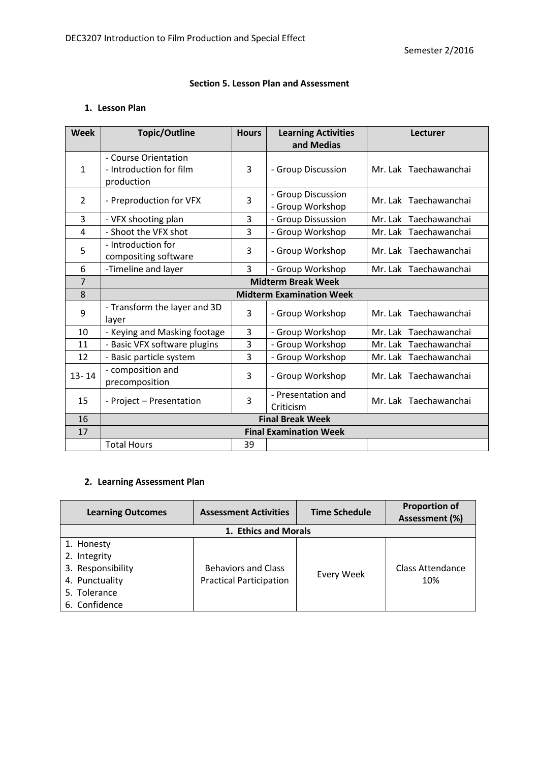## Section 5. Lesson Plan and Assessment

### 1. Lesson Plan

| Week | Topic/Outline | Hours | Learning Activities and Medias | Lecturer |
|---|---|---|---|---|
| 1 | - Course Orientation<br>- Introduction for film production | 3 | - Group Discussion | Mr. Lak Taechawanchai |
| 2 | - Preproduction for VFX | 3 | - Group Discussion<br>- Group Workshop | Mr. Lak Taechawanchai |
| 3 | - VFX shooting plan | 3 | - Group Dissussion | Mr. Lak Taechawanchai |
| 4 | - Shoot the VFX shot | 3 | - Group Workshop | Mr. Lak Taechawanchai |
| 5 | - Introduction for compositing software | 3 | - Group Workshop | Mr. Lak Taechawanchai |
| 6 | -Timeline and layer | 3 | - Group Workshop | Mr. Lak Taechawanchai |
| 7 | **Midterm Break Week** | | | |
| 8 | **Midterm Examination Week** | | | |
| 9 | - Transform the layer and 3D layer | 3 | - Group Workshop | Mr. Lak Taechawanchai |
| 10 | - Keying and Masking footage | 3 | - Group Workshop | Mr. Lak Taechawanchai |
| 11 | - Basic VFX software plugins | 3 | - Group Workshop | Mr. Lak Taechawanchai |
| 12 | - Basic particle system | 3 | - Group Workshop | Mr. Lak Taechawanchai |
| 13- 14 | - composition and precomposition | 3 | - Group Workshop | Mr. Lak Taechawanchai |
| 15 | - Project – Presentation | 3 | - Presentation and Criticism | Mr. Lak Taechawanchai |
| 16 | **Final Break Week** | | | |
| 17 | **Final Examination Week** | | | |
| | Total Hours | 39 | | |

### 2. Learning Assessment Plan

| Learning Outcomes | Assessment Activities | Time Schedule | Proportion of Assessment (%) |
|---|---|---|---|
| **1. Ethics and Morals** | | | |
| 1. Honesty<br>2. Integrity<br>3. Responsibility<br>4. Punctuality<br>5. Tolerance<br>6. Confidence | Behaviors and Class Practical Participation | Every Week | Class Attendance 10% |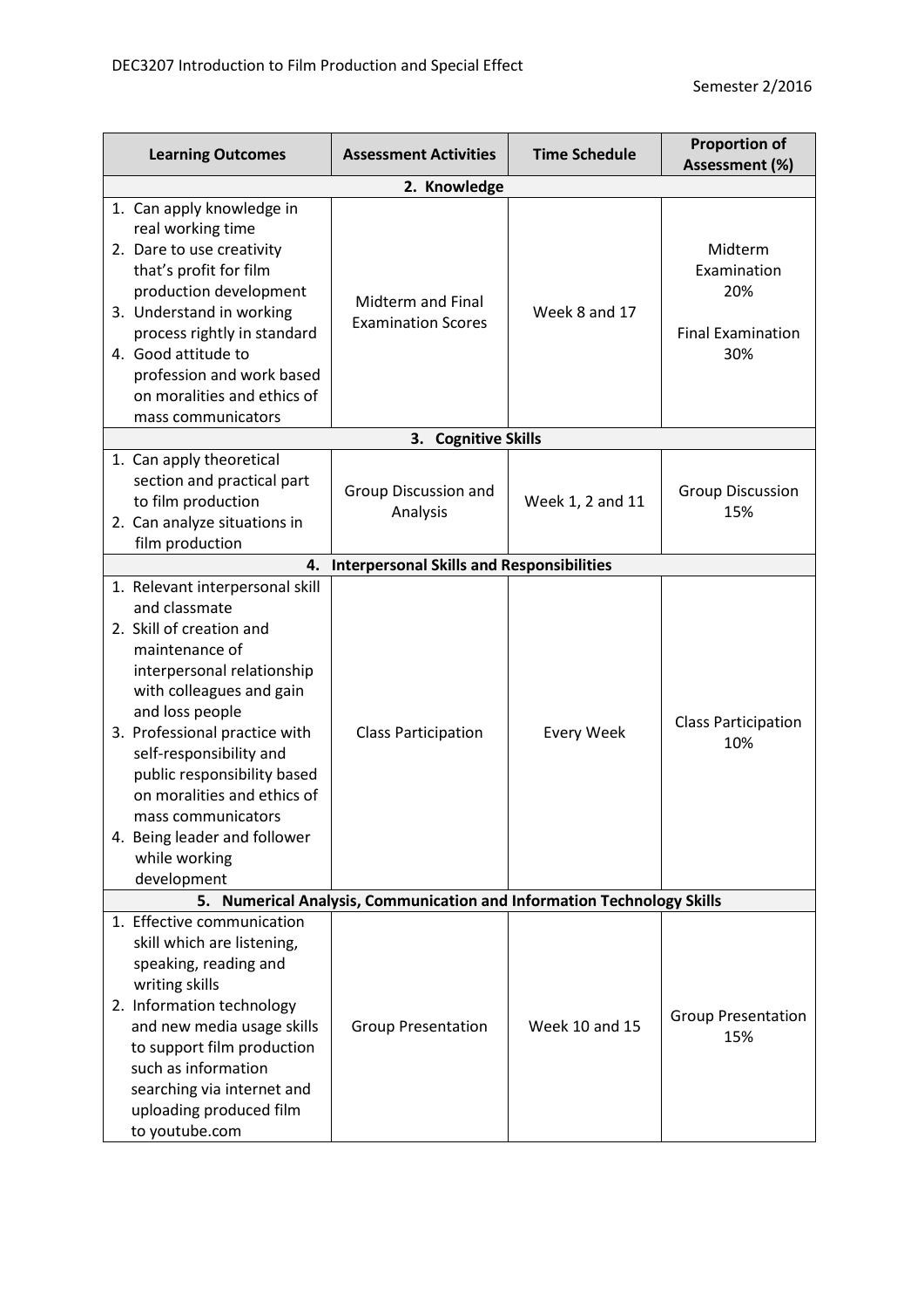| Learning Outcomes | Assessment Activities | Time Schedule | Proportion of Assessment (%) |
| --- | --- | --- | --- |
| **2. Knowledge** | | | |
| 1. Can apply knowledge in real working time<br>2. Dare to use creativity that's profit for film production development<br>3. Understand in working process rightly in standard<br>4. Good attitude to profession and work based on moralities and ethics of mass communicators | Midterm and Final Examination Scores | Week 8 and 17 | Midterm Examination 20%<br><br>Final Examination 30% |
| **3. Cognitive Skills** | | | |
| 1. Can apply theoretical section and practical part to film production<br>2. Can analyze situations in film production | Group Discussion and Analysis | Week 1, 2 and 11 | Group Discussion 15% |
| **4. Interpersonal Skills and Responsibilities** | | | |
| 1. Relevant interpersonal skill and classmate<br>2. Skill of creation and maintenance of interpersonal relationship with colleagues and gain and loss people<br>3. Professional practice with self-responsibility and public responsibility based on moralities and ethics of mass communicators<br>4. Being leader and follower while working development | Class Participation | Every Week | Class Participation 10% |
| **5. Numerical Analysis, Communication and Information Technology Skills** | | | |
| 1. Effective communication skill which are listening, speaking, reading and writing skills<br>2. Information technology and new media usage skills to support film production such as information searching via internet and uploading produced film to youtube.com | Group Presentation | Week 10 and 15 | Group Presentation 15% |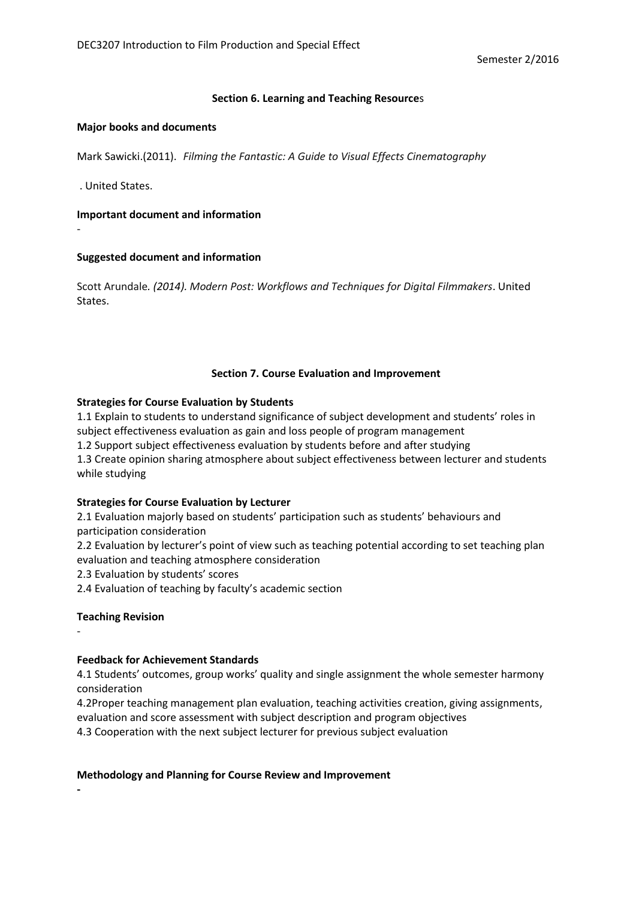## Section 6. Learning and Teaching Resources

**Major books and documents**

Mark Sawicki.(2011). *Filming the Fantastic: A Guide to Visual Effects Cinematography*

. United States.

**Important document and information**

-

**Suggested document and information**

Scott Arundale*. (2014). Modern Post: Workflows and Techniques for Digital Filmmakers*. United States.

## Section 7. Course Evaluation and Improvement

**Strategies for Course Evaluation by Students**

1.1 Explain to students to understand significance of subject development and students' roles in subject effectiveness evaluation as gain and loss people of program management

1.2 Support subject effectiveness evaluation by students before and after studying

1.3 Create opinion sharing atmosphere about subject effectiveness between lecturer and students while studying

**Strategies for Course Evaluation by Lecturer**

2.1 Evaluation majorly based on students' participation such as students' behaviours and participation consideration

2.2 Evaluation by lecturer's point of view such as teaching potential according to set teaching plan evaluation and teaching atmosphere consideration

2.3 Evaluation by students' scores

2.4 Evaluation of teaching by faculty's academic section

**Teaching Revision**

-

**Feedback for Achievement Standards**

4.1 Students' outcomes, group works' quality and single assignment the whole semester harmony consideration

4.2Proper teaching management plan evaluation, teaching activities creation, giving assignments, evaluation and score assessment with subject description and program objectives

4.3 Cooperation with the next subject lecturer for previous subject evaluation

**Methodology and Planning for Course Review and Improvement**

**-**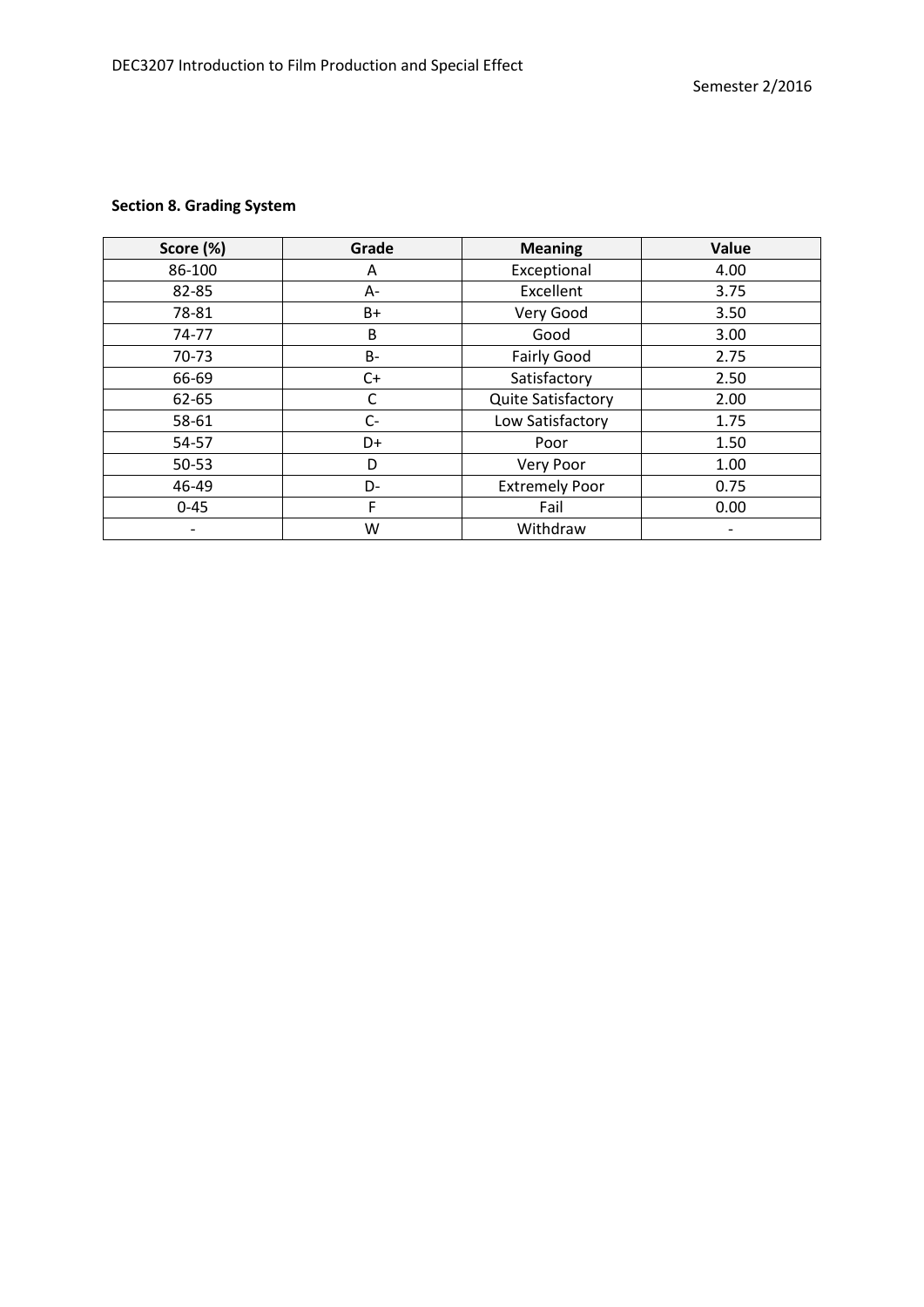**Section 8. Grading System**

| Score (%) | Grade | Meaning | Value |
|---|---|---|---|
| 86-100 | A | Exceptional | 4.00 |
| 82-85 | A- | Excellent | 3.75 |
| 78-81 | B+ | Very Good | 3.50 |
| 74-77 | B | Good | 3.00 |
| 70-73 | B- | Fairly Good | 2.75 |
| 66-69 | C+ | Satisfactory | 2.50 |
| 62-65 | C | Quite Satisfactory | 2.00 |
| 58-61 | C- | Low Satisfactory | 1.75 |
| 54-57 | D+ | Poor | 1.50 |
| 50-53 | D | Very Poor | 1.00 |
| 46-49 | D- | Extremely Poor | 0.75 |
| 0-45 | F | Fail | 0.00 |
| - | W | Withdraw | - |